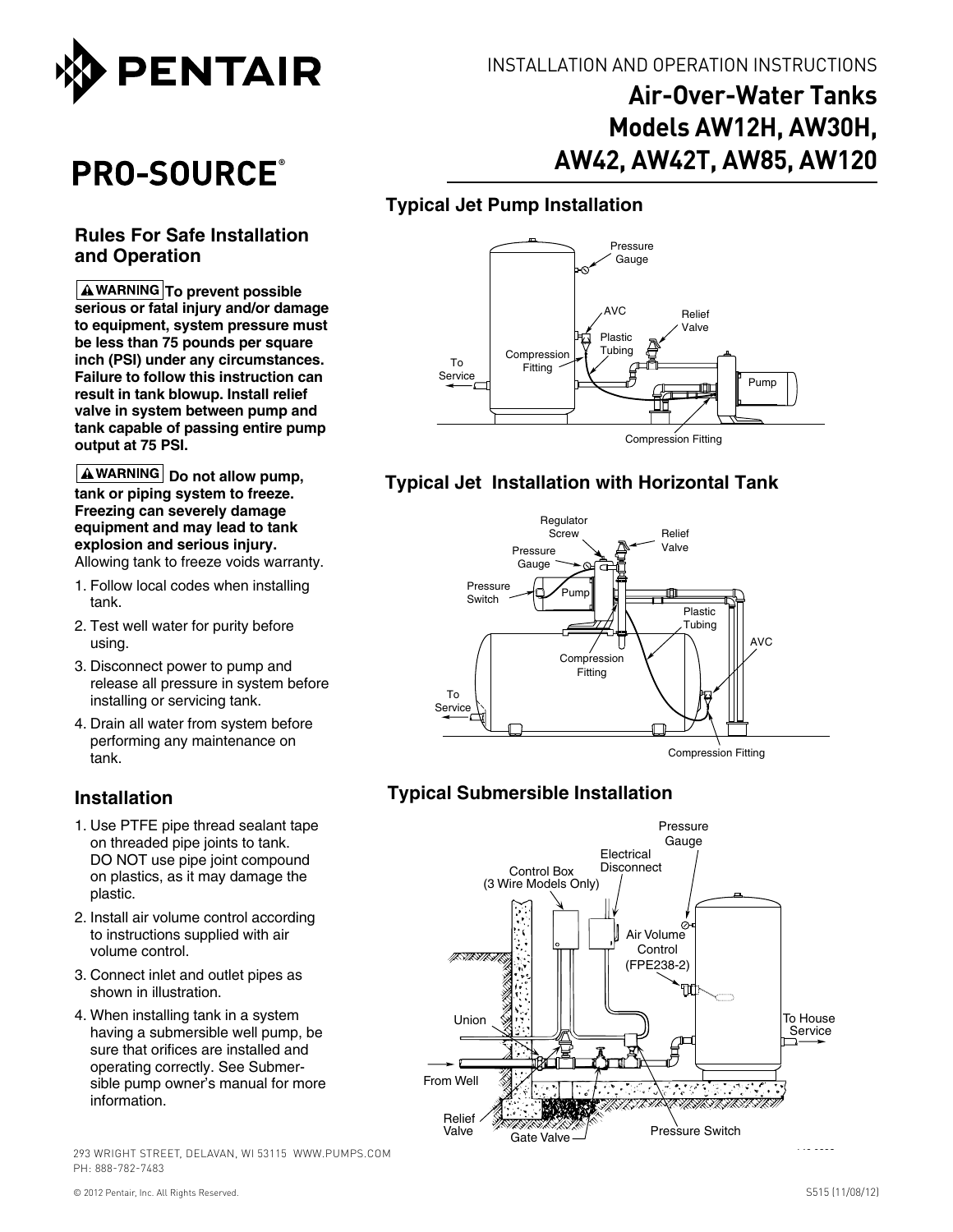PENTAIR

PRO-SOURCE®

INSTALLATION AND OPERATION INSTRUCTIONS

# Air-Over-Water Tanks Models AW12H, AW30H, AW42, AW42T, AW85, AW120

## Rules For Safe Installation and Operation

**⚠WARNING To prevent possible serious or fatal injury and/or damage to equipment, system pressure must be less than 75 pounds per square inch (PSI) under any circumstances. Failure to follow this instruction can result in tank blowup. Install relief valve in system between pump and tank capable of passing entire pump output at 75 PSI.**

**⚠WARNING Do not allow pump, tank or piping system to freeze. Freezing can severely damage equipment and may lead to tank explosion and serious injury.** Allowing tank to freeze voids warranty.

1. Follow local codes when installing tank.
2. Test well water for purity before using.
3. Disconnect power to pump and release all pressure in system before installing or servicing tank.
4. Drain all water from system before performing any maintenance on tank.

## Installation

1. Use PTFE pipe thread sealant tape on threaded pipe joints to tank. DO NOT use pipe joint compound on plastics, as it may damage the plastic.
2. Install air volume control according to instructions supplied with air volume control.
3. Connect inlet and outlet pipes as shown in illustration.
4. When installing tank in a system having a submersible well pump, be sure that orifices are installed and operating correctly. See Submersible pump owner's manual for more information.

### Typical Jet Pump Installation

### Typical Jet Installation with Horizontal Tank

### Typical Submersible Installation

293 WRIGHT STREET, DELAVAN, WI 53115 WWW.PUMPS.COM
PH: 888-782-7483

© 2012 Pentair, Inc. All Rights Reserved.

S515 (11/08/12)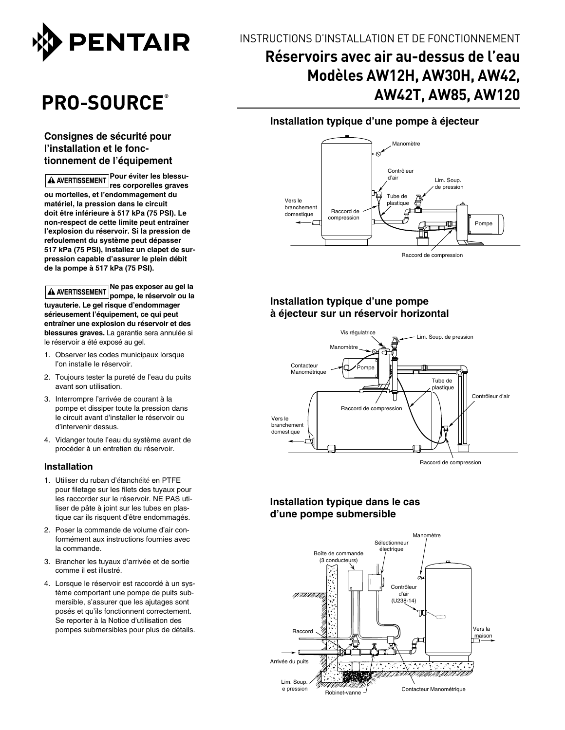# PENTAIR

# PRO-SOURCE®

INSTRUCTIONS D'INSTALLATION ET DE FONCTIONNEMENT

## Réservoirs avec air au-dessus de l'eau Modèles AW12H, AW30H, AW42, AW42T, AW85, AW120

### Consignes de sécurité pour l'installation et le fonctionnement de l'équipement

**⚠ AVERTISSEMENT Pour éviter les blessures corporelles graves ou mortelles, et l'endommagement du matériel, la pression dans le circuit doit être inférieure à 517 kPa (75 PSI). Le non-respect de cette limite peut entraîner l'explosion du réservoir. Si la pression de refoulement du système peut dépasser 517 kPa (75 PSI), installez un clapet de surpression capable d'assurer le plein débit de la pompe à 517 kPa (75 PSI).**

**⚠ AVERTISSEMENT Ne pas exposer au gel la pompe, le réservoir ou la tuyauterie. Le gel risque d'endommager sérieusement l'équipement, ce qui peut entraîner une explosion du réservoir et des blessures graves.** La garantie sera annulée si le réservoir a été exposé au gel.

1. Observer les codes municipaux lorsque l'on installe le réservoir.
2. Toujours tester la pureté de l'eau du puits avant son utilisation.
3. Interrompre l'arrivée de courant à la pompe et dissiper toute la pression dans le circuit avant d'installer le réservoir ou d'intervenir dessus.
4. Vidanger toute l'eau du système avant de procéder à un entretien du réservoir.

### Installation

1. Utiliser du ruban d'étanchéité en PTFE pour filetage sur les filets des tuyaux pour les raccorder sur le réservoir. NE PAS utiliser de pâte à joint sur les tubes en plastique car ils risquent d'être endommagés.
2. Poser la commande de volume d'air conformément aux instructions fournies avec la commande.
3. Brancher les tuyaux d'arrivée et de sortie comme il est illustré.
4. Lorsque le réservoir est raccordé à un système comportant une pompe de puits submersible, s'assurer que les ajutages sont posés et qu'ils fonctionnent correctement. Se reporter à la Notice d'utilisation des pompes submersibles pour plus de détails.

### Installation typique d'une pompe à éjecteur

Manomètre, Contrôleur d'air, Lim. Soup. de pression, Tube de plastique, Vers le branchement domestique, Raccord de compression, Pompe, Raccord de compression

### Installation typique d'une pompe à éjecteur sur un réservoir horizontal

Vis régulatrice, Lim. Soup. de pression, Manomètre, Contacteur Manométrique, Pompe, Tube de plastique, Contrôleur d'air, Raccord de compression, Vers le branchement domestique, Raccord de compression

### Installation typique dans le cas d'une pompe submersible

Manomètre, Sélectionneur électrique, Boîte de commande (3 conducteurs), Contrôleur d'air (U238-14), Raccord, Vers la maison, Arrivée du puits, Lim. Soup. e pression, Robinet-vanne, Contacteur Manométrique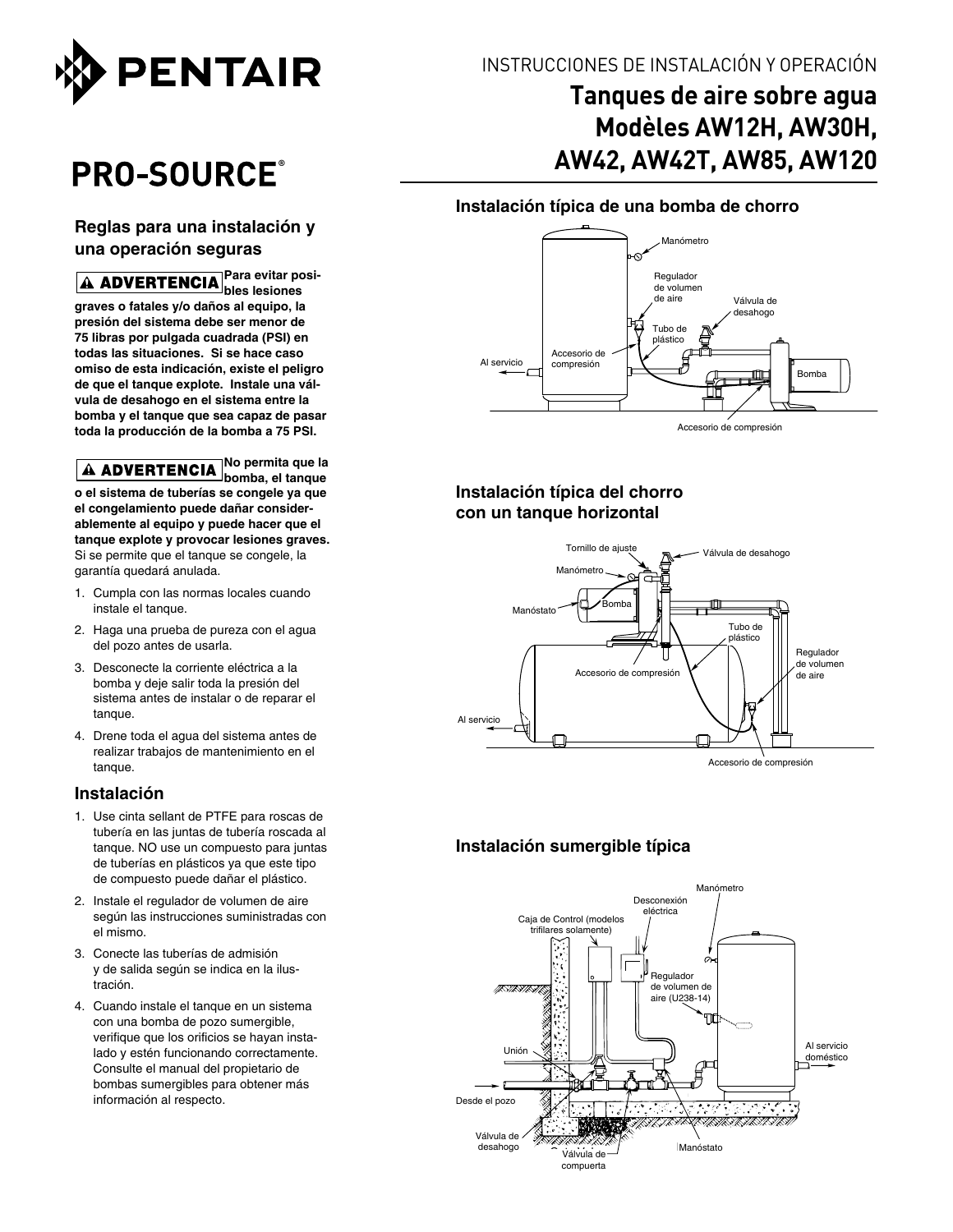PENTAIR

# PRO-SOURCE®

INSTRUCCIONES DE INSTALACIÓN Y OPERACIÓN

# Tanques de aire sobre agua Modèles AW12H, AW30H, AW42, AW42T, AW85, AW120

## Reglas para una instalación y una operación seguras

**⚠ ADVERTENCIA Para evitar posibles lesiones graves o fatales y/o daños al equipo, la presión del sistema debe ser menor de 75 libras por pulgada cuadrada (PSI) en todas las situaciones. Si se hace caso omiso de esta indicación, existe el peligro de que el tanque explote. Instale una válvula de desahogo en el sistema entre la bomba y el tanque que sea capaz de pasar toda la producción de la bomba a 75 PSI.**

**⚠ ADVERTENCIA No permita que la bomba, el tanque o el sistema de tuberías se congele ya que el congelamiento puede dañar considerablemente al equipo y puede hacer que el tanque explote y provocar lesiones graves.** Si se permite que el tanque se congele, la garantía quedará anulada.

1. Cumpla con las normas locales cuando instale el tanque.
2. Haga una prueba de pureza con el agua del pozo antes de usarla.
3. Desconecte la corriente eléctrica a la bomba y deje salir toda la presión del sistema antes de instalar o de reparar el tanque.
4. Drene toda el agua del sistema antes de realizar trabajos de mantenimiento en el tanque.

## Instalación

1. Use cinta sellant de PTFE para roscas de tubería en las juntas de tubería roscada al tanque. NO use un compuesto para juntas de tuberías en plásticos ya que este tipo de compuesto puede dañar el plástico.
2. Instale el regulador de volumen de aire según las instrucciones suministradas con el mismo.
3. Conecte las tuberías de admisión y de salida según se indica en la ilustración.
4. Cuando instale el tanque en un sistema con una bomba de pozo sumergible, verifique que los orificios se hayan instalado y estén funcionando correctamente. Consulte el manual del propietario de bombas sumergibles para obtener más información al respecto.

### Instalación típica de una bomba de chorro

Manómetro · Regulador de volumen de aire · Válvula de desahogo · Tubo de plástico · Accesorio de compresión · Al servicio · Bomba · Accesorio de compresión

### Instalación típica del chorro con un tanque horizontal

Tornillo de ajuste · Válvula de desahogo · Manómetro · Manóstato · Bomba · Tubo de plástico · Regulador de volumen de aire · Accesorio de compresión · Al servicio · Accesorio de compresión

### Instalación sumergible típica

Manómetro · Desconexión eléctrica · Caja de Control (modelos trifilares solamente) · Regulador de volumen de aire (U238-14) · Al servicio doméstico · Unión · Desde el pozo · Válvula de desahogo · Válvula de compuerta · Manóstato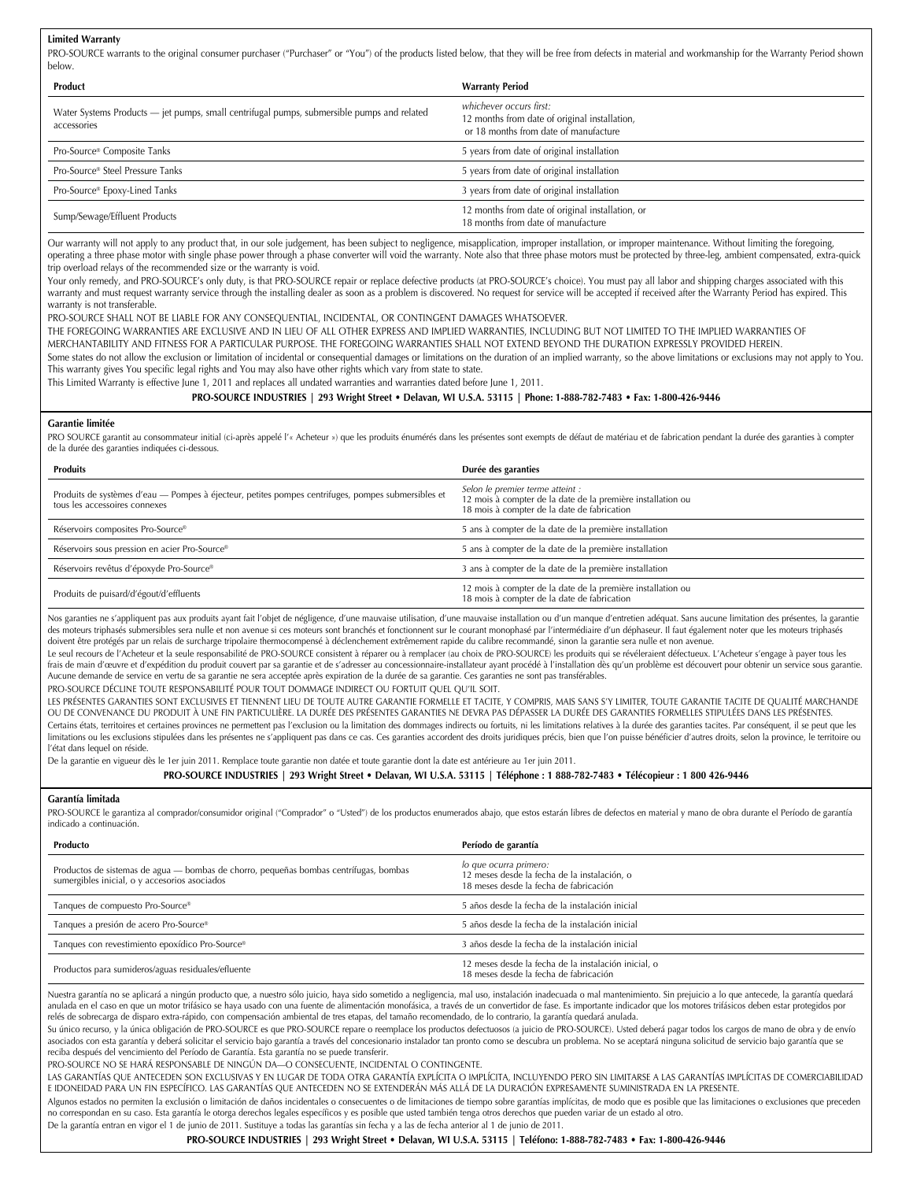## Limited Warranty

PRO-SOURCE warrants to the original consumer purchaser ("Purchaser" or "You") of the products listed below, that they will be free from defects in material and workmanship for the Warranty Period shown below.

| Product | Warranty Period |
|---|---|
| Water Systems Products — jet pumps, small centrifugal pumps, submersible pumps and related accessories | *whichever occurs first:* 12 months from date of original installation, or 18 months from date of manufacture |
| Pro-Source® Composite Tanks | 5 years from date of original installation |
| Pro-Source® Steel Pressure Tanks | 5 years from date of original installation |
| Pro-Source® Epoxy-Lined Tanks | 3 years from date of original installation |
| Sump/Sewage/Effluent Products | 12 months from date of original installation, or 18 months from date of manufacture |

Our warranty will not apply to any product that, in our sole judgement, has been subject to negligence, misapplication, improper installation, or improper maintenance. Without limiting the foregoing, operating a three phase motor with single phase power through a phase converter will void the warranty. Note also that three phase motors must be protected by three-leg, ambient compensated, extra-quick trip overload relays of the recommended size or the warranty is void.

Your only remedy, and PRO-SOURCE's only duty, is that PRO-SOURCE repair or replace defective products (at PRO-SOURCE's choice). You must pay all labor and shipping charges associated with this warranty and must request warranty service through the installing dealer as soon as a problem is discovered. No request for service will be accepted if received after the Warranty Period has expired. This warranty is not transferable.

PRO-SOURCE SHALL NOT BE LIABLE FOR ANY CONSEQUENTIAL, INCIDENTAL, OR CONTINGENT DAMAGES WHATSOEVER.

THE FOREGOING WARRANTIES ARE EXCLUSIVE AND IN LIEU OF ALL OTHER EXPRESS AND IMPLIED WARRANTIES, INCLUDING BUT NOT LIMITED TO THE IMPLIED WARRANTIES OF MERCHANTABILITY AND FITNESS FOR A PARTICULAR PURPOSE. THE FOREGOING WARRANTIES SHALL NOT EXTEND BEYOND THE DURATION EXPRESSLY PROVIDED HEREIN.

Some states do not allow the exclusion or limitation of incidental or consequential damages or limitations on the duration of an implied warranty, so the above limitations or exclusions may not apply to You. This warranty gives You specific legal rights and You may also have other rights which vary from state to state.

This Limited Warranty is effective June 1, 2011 and replaces all undated warranties and warranties dated before June 1, 2011.

**PRO-SOURCE INDUSTRIES | 293 Wright Street • Delavan, WI U.S.A. 53115 | Phone: 1-888-782-7483 • Fax: 1-800-426-9446**

## Garantie limitée

PRO SOURCE garantit au consommateur initial (ci-après appelé l'« Acheteur ») que les produits énumérés dans les présentes sont exempts de défaut de matériau et de fabrication pendant la durée des garanties à compter de la durée des garanties indiquées ci-dessous.

| Produits | Durée des garanties |
|---|---|
| Produits de systèmes d'eau — Pompes à éjecteur, petites pompes centrifuges, pompes submersibles et tous les accessoires connexes | *Selon le premier terme atteint :* 12 mois à compter de la date de la première installation ou 18 mois à compter de la date de fabrication |
| Réservoirs composites Pro-Source® | 5 ans à compter de la date de la première installation |
| Réservoirs sous pression en acier Pro-Source® | 5 ans à compter de la date de la première installation |
| Réservoirs revêtus d'époxyde Pro-Source® | 3 ans à compter de la date de la première installation |
| Produits de puisard/d'égout/d'effluents | 12 mois à compter de la date de la première installation ou 18 mois à compter de la date de fabrication |

Nos garanties ne s'appliquent pas aux produits ayant fait l'objet de négligence, d'une mauvaise utilisation, d'une mauvaise installation ou d'un manque d'entretien adéquat. Sans aucune limitation des présentes, la garantie des moteurs triphasés submersibles sera nulle et non avenue si ces moteurs sont branchés et fonctionnent sur le courant monophasé par l'intermédiaire d'un déphaseur. Il faut également noter que les moteurs triphasés doivent être protégés par un relais de surcharge tripolaire thermocompensé à déclenchement extrêmement rapide du calibre recommandé, sinon la garantie sera nulle et non avenue.

Le seul recours de l'Acheteur et la seule responsabilité de PRO-SOURCE consistent à réparer ou à remplacer (au choix de PRO-SOURCE) les produits qui se révéleraient défectueux. L'Acheteur s'engage à payer tous les frais de main d'œuvre et d'expédition du produit couvert par sa garantie et de s'adresser au concessionnaire-installateur ayant procédé à l'installation dès qu'un problème est découvert pour obtenir un service sous garantie. Aucune demande de service en vertu de sa garantie ne sera acceptée après expiration de la durée de sa garantie. Ces garanties ne sont pas transférables.

PRO-SOURCE DÉCLINE TOUTE RESPONSABILITÉ POUR TOUT DOMMAGE INDIRECT OU FORTUIT QUEL QU'IL SOIT.

LES PRÉSENTES GARANTIES SONT EXCLUSIVES ET TIENNENT LIEU DE TOUTE AUTRE GARANTIE FORMELLE ET TACITE, Y COMPRIS, MAIS SANS S'Y LIMITER, TOUTE GARANTIE TACITE DE QUALITÉ MARCHANDE OU DE CONVENANCE DU PRODUIT À UNE FIN PARTICULIÈRE. LA DURÉE DES PRÉSENTES GARANTIES NE DEVRA PAS DÉPASSER LA DURÉE DES GARANTIES FORMELLES STIPULÉES DANS LES PRÉSENTES.

Certains états, territoires et certaines provinces ne permettent pas l'exclusion ou la limitation des dommages indirects ou fortuits, ni les limitations relatives à la durée des garanties tacites. Par conséquent, il se peut que les limitations ou les exclusions stipulées dans les présentes ne s'appliquent pas dans ce cas. Ces garanties accordent des droits juridiques précis, bien que l'on puisse bénéficier d'autres droits, selon la province, le territoire ou l'état dans lequel on réside.

De la garantie en vigueur dès le 1er juin 2011. Remplace toute garantie non datée et toute garantie dont la date est antérieure au 1er juin 2011.

**PRO-SOURCE INDUSTRIES | 293 Wright Street • Delavan, WI U.S.A. 53115 | Téléphone : 1 888-782-7483 • Télécopieur : 1 800 426-9446**

## Garantía limitada

PRO-SOURCE le garantiza al comprador/consumidor original ("Comprador" o "Usted") de los productos enumerados abajo, que estos estarán libres de defectos en material y mano de obra durante el Período de garantía indicado a continuación.

| Producto | Período de garantía |
|---|---|
| Productos de sistemas de agua — bombas de chorro, pequeñas bombas centrífugas, bombas sumergibles inicial, o y accesorios asociados | *lo que ocurra primero:* 12 meses desde la fecha de la instalación, o 18 meses desde la fecha de fabricación |
| Tanques de compuesto Pro-Source® | 5 años desde la fecha de la instalación inicial |
| Tanques a presión de acero Pro-Source® | 5 años desde la fecha de la instalación inicial |
| Tanques con revestimiento epoxídico Pro-Source® | 3 años desde la fecha de la instalación inicial |
| Productos para sumideros/aguas residuales/efluente | 12 meses desde la fecha de la instalación inicial, o 18 meses desde la fecha de fabricación |

Nuestra garantía no se aplicará a ningún producto que, a nuestro sólo juicio, haya sido sometido a negligencia, mal uso, instalación inadecuada o mal mantenimiento. Sin prejuicio a lo que antecede, la garantía quedará anulada en el caso en que un motor trifásico se haya usado con una fuente de alimentación monofásica, a través de un convertidor de fase. Es importante indicador que los motores trifásicos deben estar protegidos por relés de sobrecarga de disparo extra-rápido, con compensación ambiental de tres etapas, del tamaño recomendado, de lo contrario, la garantía quedará anulada.

Su único recurso, y la única obligación de PRO-SOURCE es que PRO-SOURCE repare o reemplace los productos defectuosos (a juicio de PRO-SOURCE). Usted deberá pagar todos los cargos de mano de obra y de envío asociados con esta garantía y deberá solicitar el servicio bajo garantía a través del concesionario instalador tan pronto como se descubra un problema. No se aceptará ninguna solicitud de servicio bajo garantía que se reciba después del vencimiento del Período de Garantía. Esta garantía no se puede transferir.

PRO-SOURCE NO SE HARÁ RESPONSABLE DE NINGÚN DA—O CONSECUENTE, INCIDENTAL O CONTINGENTE.

LAS GARANTÍAS QUE ANTECEDEN SON EXCLUSIVAS Y EN LUGAR DE TODA OTRA GARANTÍA EXPLÍCITA O IMPLÍCITA, INCLUYENDO PERO SIN LIMITARSE A LAS GARANTÍAS IMPLÍCITAS DE COMERCIABILIDAD E IDONEIDAD PARA UN FIN ESPECÍFICO. LAS GARANTÍAS QUE ANTECEDEN NO SE EXTENDERÁN MÁS ALLÁ DE LA DURACIÓN EXPRESAMENTE SUMINISTRADA EN LA PRESENTE.

Algunos estados no permiten la exclusión o limitación de daños incidentales o consecuentes o de limitaciones de tiempo sobre garantías implícitas, de modo que es posible que las limitaciones o exclusiones que preceden no correspondan en su caso. Esta garantía le otorga derechos legales específicos y es posible que usted también tenga otros derechos que pueden variar de un estado al otro.

De la garantía entran en vigor el 1 de junio de 2011. Sustituye a todas las garantías sin fecha y a las de fecha anterior al 1 de junio de 2011.

**PRO-SOURCE INDUSTRIES | 293 Wright Street • Delavan, WI U.S.A. 53115 | Teléfono: 1-888-782-7483 • Fax: 1-800-426-9446**